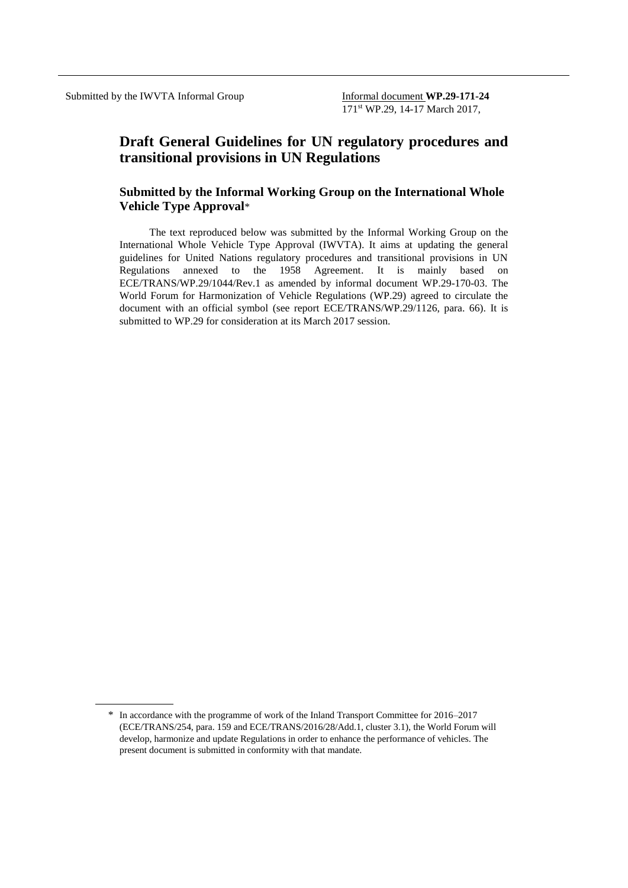Submitted by the IWVTA Informal Group

Informal document **WP.29-171-24**
171st WP.29, 14-17 March 2017,

# Draft General Guidelines for UN regulatory procedures and transitional provisions in UN Regulations

## Submitted by the Informal Working Group on the International Whole Vehicle Type Approval*

The text reproduced below was submitted by the Informal Working Group on the International Whole Vehicle Type Approval (IWVTA). It aims at updating the general guidelines for United Nations regulatory procedures and transitional provisions in UN Regulations annexed to the 1958 Agreement. It is mainly based on ECE/TRANS/WP.29/1044/Rev.1 as amended by informal document WP.29-170-03. The World Forum for Harmonization of Vehicle Regulations (WP.29) agreed to circulate the document with an official symbol (see report ECE/TRANS/WP.29/1126, para. 66). It is submitted to WP.29 for consideration at its March 2017 session.

* In accordance with the programme of work of the Inland Transport Committee for 2016–2017 (ECE/TRANS/254, para. 159 and ECE/TRANS/2016/28/Add.1, cluster 3.1), the World Forum will develop, harmonize and update Regulations in order to enhance the performance of vehicles. The present document is submitted in conformity with that mandate.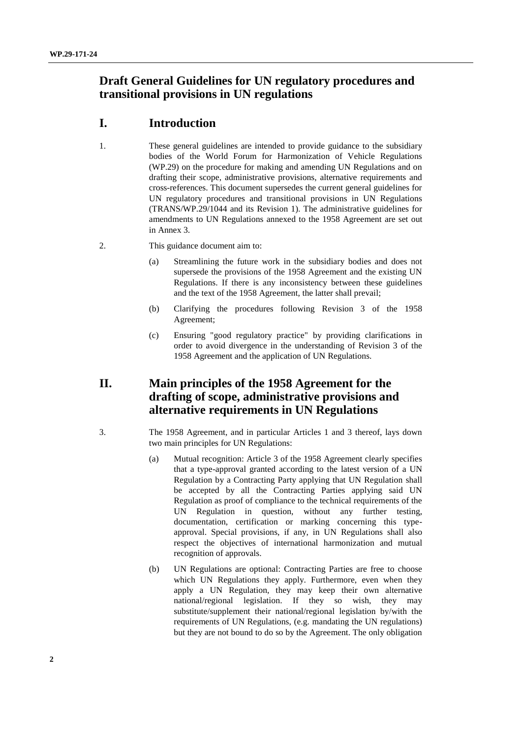# Draft General Guidelines for UN regulatory procedures and transitional provisions in UN regulations

## I. Introduction

1. These general guidelines are intended to provide guidance to the subsidiary bodies of the World Forum for Harmonization of Vehicle Regulations (WP.29) on the procedure for making and amending UN Regulations and on drafting their scope, administrative provisions, alternative requirements and cross-references. This document supersedes the current general guidelines for UN regulatory procedures and transitional provisions in UN Regulations (TRANS/WP.29/1044 and its Revision 1). The administrative guidelines for amendments to UN Regulations annexed to the 1958 Agreement are set out in Annex 3.

2. This guidance document aim to:

   (a) Streamlining the future work in the subsidiary bodies and does not supersede the provisions of the 1958 Agreement and the existing UN Regulations. If there is any inconsistency between these guidelines and the text of the 1958 Agreement, the latter shall prevail;

   (b) Clarifying the procedures following Revision 3 of the 1958 Agreement;

   (c) Ensuring "good regulatory practice" by providing clarifications in order to avoid divergence in the understanding of Revision 3 of the 1958 Agreement and the application of UN Regulations.

## II. Main principles of the 1958 Agreement for the drafting of scope, administrative provisions and alternative requirements in UN Regulations

3. The 1958 Agreement, and in particular Articles 1 and 3 thereof, lays down two main principles for UN Regulations:

   (a) Mutual recognition: Article 3 of the 1958 Agreement clearly specifies that a type-approval granted according to the latest version of a UN Regulation by a Contracting Party applying that UN Regulation shall be accepted by all the Contracting Parties applying said UN Regulation as proof of compliance to the technical requirements of the UN Regulation in question, without any further testing, documentation, certification or marking concerning this type-approval. Special provisions, if any, in UN Regulations shall also respect the objectives of international harmonization and mutual recognition of approvals.

   (b) UN Regulations are optional: Contracting Parties are free to choose which UN Regulations they apply. Furthermore, even when they apply a UN Regulation, they may keep their own alternative national/regional legislation. If they so wish, they may substitute/supplement their national/regional legislation by/with the requirements of UN Regulations, (e.g. mandating the UN regulations) but they are not bound to do so by the Agreement. The only obligation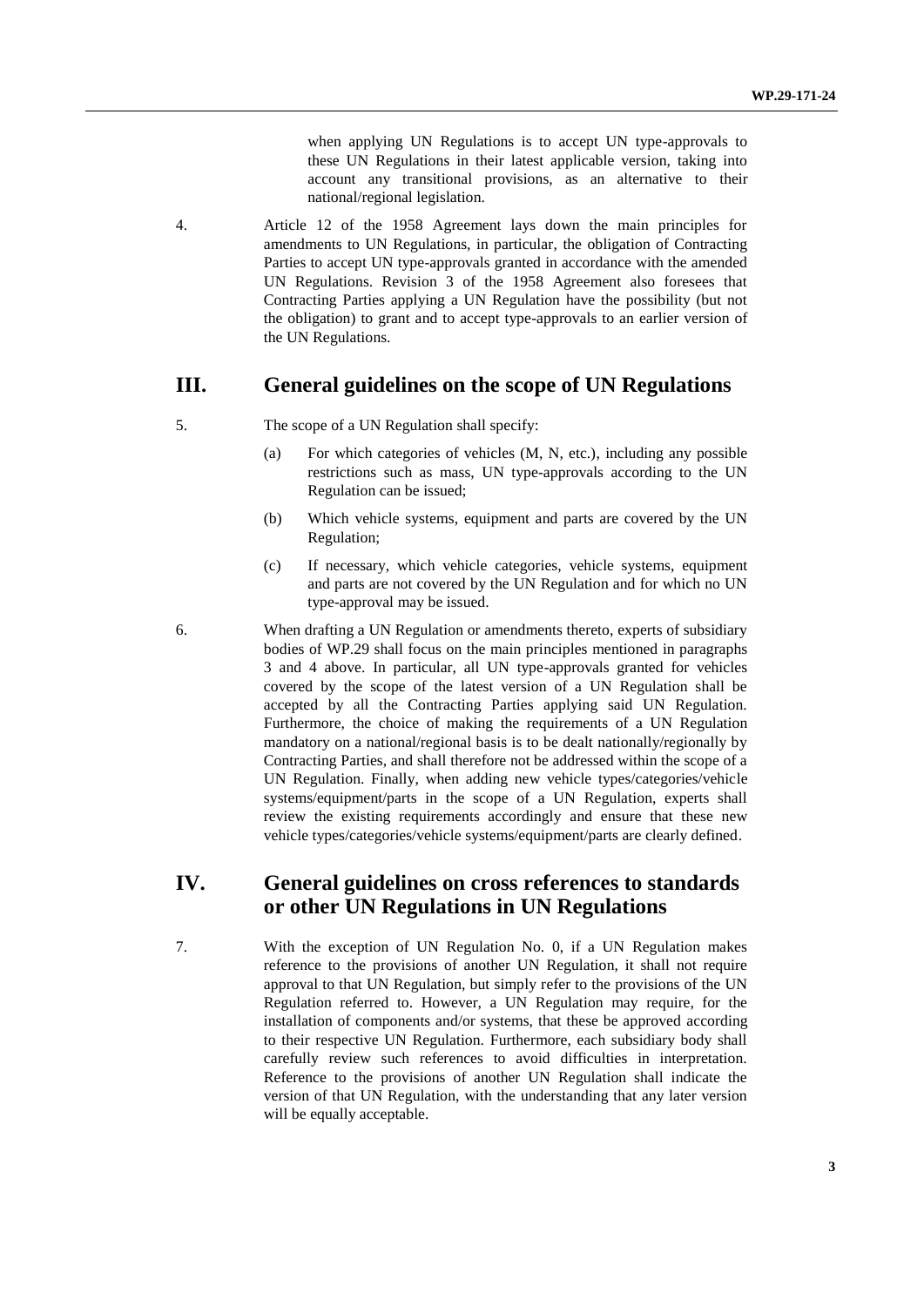when applying UN Regulations is to accept UN type-approvals to these UN Regulations in their latest applicable version, taking into account any transitional provisions, as an alternative to their national/regional legislation.

4. Article 12 of the 1958 Agreement lays down the main principles for amendments to UN Regulations, in particular, the obligation of Contracting Parties to accept UN type-approvals granted in accordance with the amended UN Regulations. Revision 3 of the 1958 Agreement also foresees that Contracting Parties applying a UN Regulation have the possibility (but not the obligation) to grant and to accept type-approvals to an earlier version of the UN Regulations.

## III. General guidelines on the scope of UN Regulations

5. The scope of a UN Regulation shall specify:

   (a) For which categories of vehicles (M, N, etc.), including any possible restrictions such as mass, UN type-approvals according to the UN Regulation can be issued;

   (b) Which vehicle systems, equipment and parts are covered by the UN Regulation;

   (c) If necessary, which vehicle categories, vehicle systems, equipment and parts are not covered by the UN Regulation and for which no UN type-approval may be issued.

6. When drafting a UN Regulation or amendments thereto, experts of subsidiary bodies of WP.29 shall focus on the main principles mentioned in paragraphs 3 and 4 above. In particular, all UN type-approvals granted for vehicles covered by the scope of the latest version of a UN Regulation shall be accepted by all the Contracting Parties applying said UN Regulation. Furthermore, the choice of making the requirements of a UN Regulation mandatory on a national/regional basis is to be dealt nationally/regionally by Contracting Parties, and shall therefore not be addressed within the scope of a UN Regulation. Finally, when adding new vehicle types/categories/vehicle systems/equipment/parts in the scope of a UN Regulation, experts shall review the existing requirements accordingly and ensure that these new vehicle types/categories/vehicle systems/equipment/parts are clearly defined.

## IV. General guidelines on cross references to standards or other UN Regulations in UN Regulations

7. With the exception of UN Regulation No. 0, if a UN Regulation makes reference to the provisions of another UN Regulation, it shall not require approval to that UN Regulation, but simply refer to the provisions of the UN Regulation referred to. However, a UN Regulation may require, for the installation of components and/or systems, that these be approved according to their respective UN Regulation. Furthermore, each subsidiary body shall carefully review such references to avoid difficulties in interpretation. Reference to the provisions of another UN Regulation shall indicate the version of that UN Regulation, with the understanding that any later version will be equally acceptable.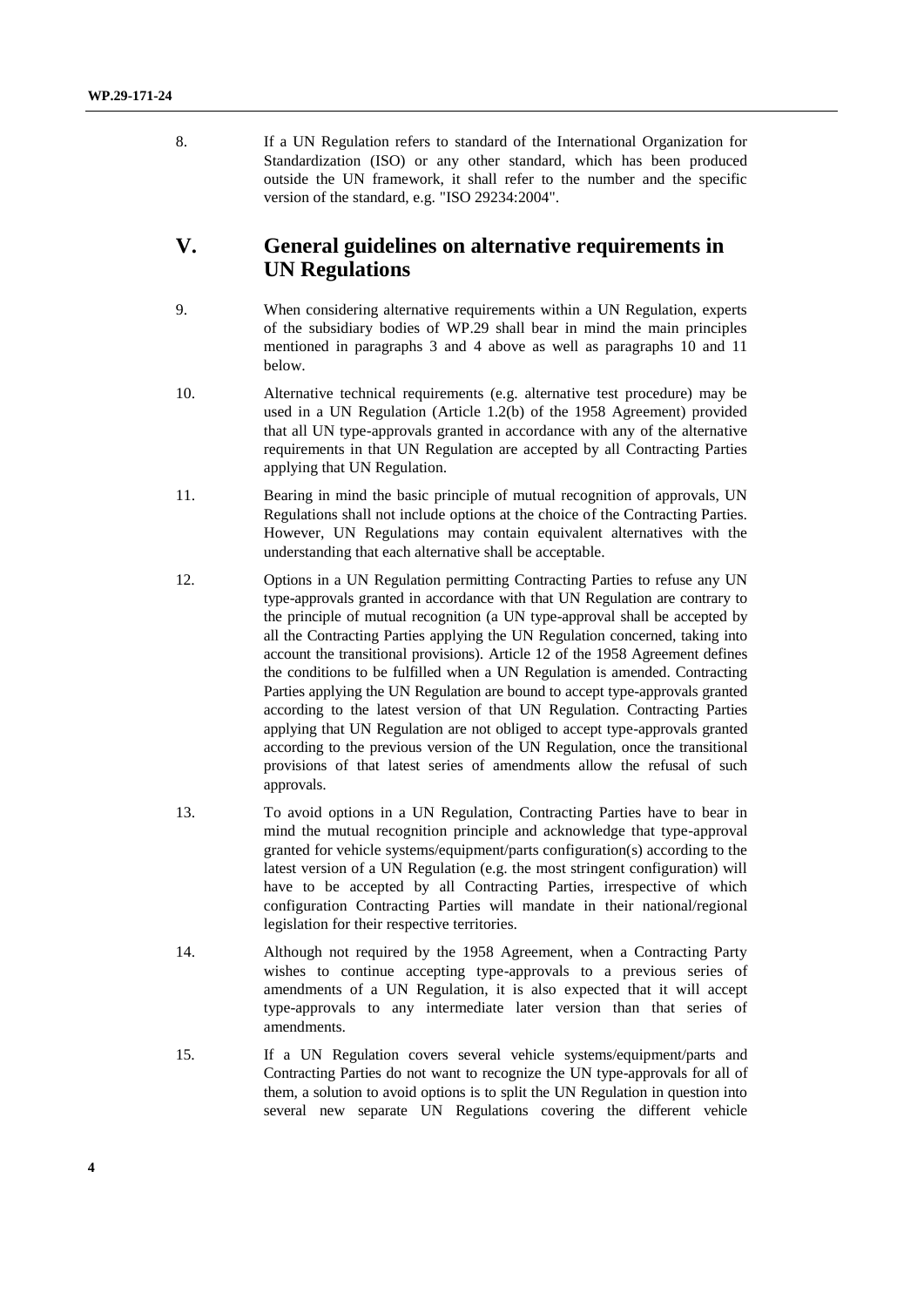8. If a UN Regulation refers to standard of the International Organization for Standardization (ISO) or any other standard, which has been produced outside the UN framework, it shall refer to the number and the specific version of the standard, e.g. "ISO 29234:2004".

## V. General guidelines on alternative requirements in UN Regulations

9. When considering alternative requirements within a UN Regulation, experts of the subsidiary bodies of WP.29 shall bear in mind the main principles mentioned in paragraphs 3 and 4 above as well as paragraphs 10 and 11 below.

10. Alternative technical requirements (e.g. alternative test procedure) may be used in a UN Regulation (Article 1.2(b) of the 1958 Agreement) provided that all UN type-approvals granted in accordance with any of the alternative requirements in that UN Regulation are accepted by all Contracting Parties applying that UN Regulation.

11. Bearing in mind the basic principle of mutual recognition of approvals, UN Regulations shall not include options at the choice of the Contracting Parties. However, UN Regulations may contain equivalent alternatives with the understanding that each alternative shall be acceptable.

12. Options in a UN Regulation permitting Contracting Parties to refuse any UN type-approvals granted in accordance with that UN Regulation are contrary to the principle of mutual recognition (a UN type-approval shall be accepted by all the Contracting Parties applying the UN Regulation concerned, taking into account the transitional provisions). Article 12 of the 1958 Agreement defines the conditions to be fulfilled when a UN Regulation is amended. Contracting Parties applying the UN Regulation are bound to accept type-approvals granted according to the latest version of that UN Regulation. Contracting Parties applying that UN Regulation are not obliged to accept type-approvals granted according to the previous version of the UN Regulation, once the transitional provisions of that latest series of amendments allow the refusal of such approvals.

13. To avoid options in a UN Regulation, Contracting Parties have to bear in mind the mutual recognition principle and acknowledge that type-approval granted for vehicle systems/equipment/parts configuration(s) according to the latest version of a UN Regulation (e.g. the most stringent configuration) will have to be accepted by all Contracting Parties, irrespective of which configuration Contracting Parties will mandate in their national/regional legislation for their respective territories.

14. Although not required by the 1958 Agreement, when a Contracting Party wishes to continue accepting type-approvals to a previous series of amendments of a UN Regulation, it is also expected that it will accept type-approvals to any intermediate later version than that series of amendments.

15. If a UN Regulation covers several vehicle systems/equipment/parts and Contracting Parties do not want to recognize the UN type-approvals for all of them, a solution to avoid options is to split the UN Regulation in question into several new separate UN Regulations covering the different vehicle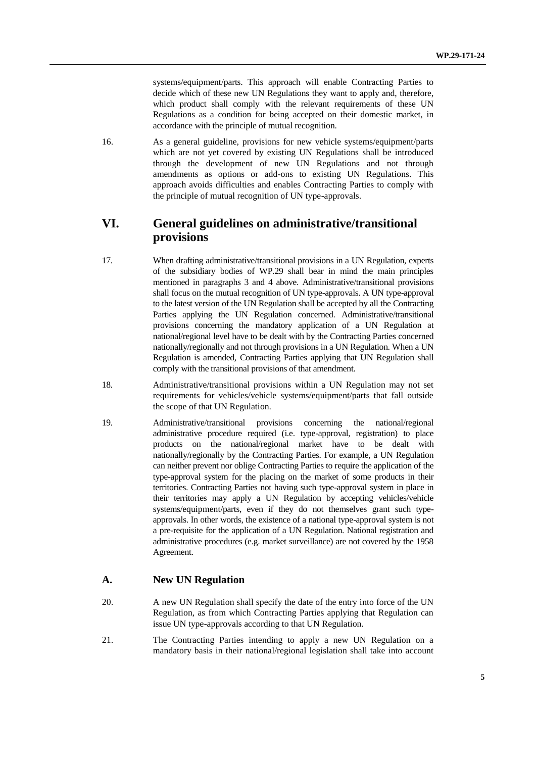systems/equipment/parts. This approach will enable Contracting Parties to decide which of these new UN Regulations they want to apply and, therefore, which product shall comply with the relevant requirements of these UN Regulations as a condition for being accepted on their domestic market, in accordance with the principle of mutual recognition.

16. As a general guideline, provisions for new vehicle systems/equipment/parts which are not yet covered by existing UN Regulations shall be introduced through the development of new UN Regulations and not through amendments as options or add-ons to existing UN Regulations. This approach avoids difficulties and enables Contracting Parties to comply with the principle of mutual recognition of UN type-approvals.

## VI. General guidelines on administrative/transitional provisions

17. When drafting administrative/transitional provisions in a UN Regulation, experts of the subsidiary bodies of WP.29 shall bear in mind the main principles mentioned in paragraphs 3 and 4 above. Administrative/transitional provisions shall focus on the mutual recognition of UN type-approvals. A UN type-approval to the latest version of the UN Regulation shall be accepted by all the Contracting Parties applying the UN Regulation concerned. Administrative/transitional provisions concerning the mandatory application of a UN Regulation at national/regional level have to be dealt with by the Contracting Parties concerned nationally/regionally and not through provisions in a UN Regulation. When a UN Regulation is amended, Contracting Parties applying that UN Regulation shall comply with the transitional provisions of that amendment.

18. Administrative/transitional provisions within a UN Regulation may not set requirements for vehicles/vehicle systems/equipment/parts that fall outside the scope of that UN Regulation.

19. Administrative/transitional provisions concerning the national/regional administrative procedure required (i.e. type-approval, registration) to place products on the national/regional market have to be dealt with nationally/regionally by the Contracting Parties. For example, a UN Regulation can neither prevent nor oblige Contracting Parties to require the application of the type-approval system for the placing on the market of some products in their territories. Contracting Parties not having such type-approval system in place in their territories may apply a UN Regulation by accepting vehicles/vehicle systems/equipment/parts, even if they do not themselves grant such type-approvals. In other words, the existence of a national type-approval system is not a pre-requisite for the application of a UN Regulation. National registration and administrative procedures (e.g. market surveillance) are not covered by the 1958 Agreement.

### A. New UN Regulation

20. A new UN Regulation shall specify the date of the entry into force of the UN Regulation, as from which Contracting Parties applying that Regulation can issue UN type-approvals according to that UN Regulation.

21. The Contracting Parties intending to apply a new UN Regulation on a mandatory basis in their national/regional legislation shall take into account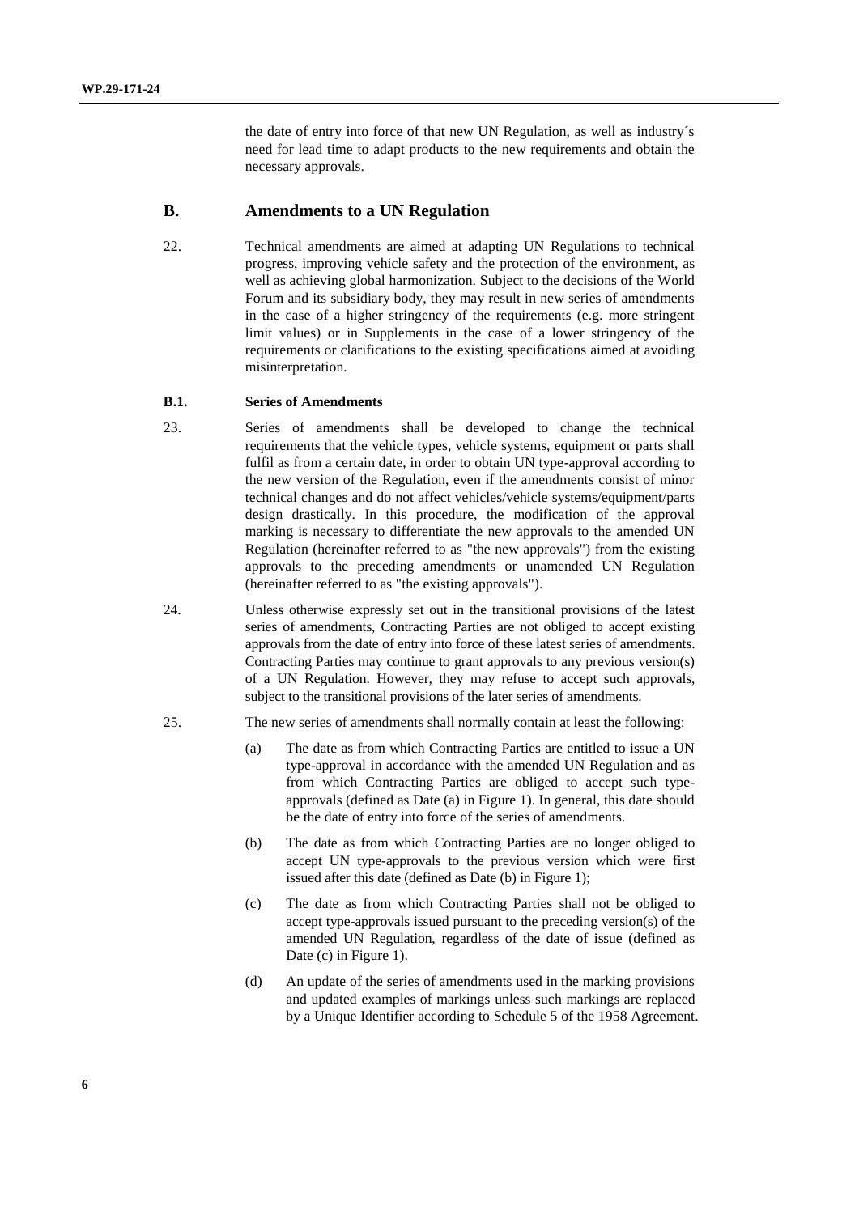the date of entry into force of that new UN Regulation, as well as industry´s need for lead time to adapt products to the new requirements and obtain the necessary approvals.

## B. Amendments to a UN Regulation

22. Technical amendments are aimed at adapting UN Regulations to technical progress, improving vehicle safety and the protection of the environment, as well as achieving global harmonization. Subject to the decisions of the World Forum and its subsidiary body, they may result in new series of amendments in the case of a higher stringency of the requirements (e.g. more stringent limit values) or in Supplements in the case of a lower stringency of the requirements or clarifications to the existing specifications aimed at avoiding misinterpretation.

### B.1. Series of Amendments

23. Series of amendments shall be developed to change the technical requirements that the vehicle types, vehicle systems, equipment or parts shall fulfil as from a certain date, in order to obtain UN type-approval according to the new version of the Regulation, even if the amendments consist of minor technical changes and do not affect vehicles/vehicle systems/equipment/parts design drastically. In this procedure, the modification of the approval marking is necessary to differentiate the new approvals to the amended UN Regulation (hereinafter referred to as "the new approvals") from the existing approvals to the preceding amendments or unamended UN Regulation (hereinafter referred to as "the existing approvals").

24. Unless otherwise expressly set out in the transitional provisions of the latest series of amendments, Contracting Parties are not obliged to accept existing approvals from the date of entry into force of these latest series of amendments. Contracting Parties may continue to grant approvals to any previous version(s) of a UN Regulation. However, they may refuse to accept such approvals, subject to the transitional provisions of the later series of amendments.

25. The new series of amendments shall normally contain at least the following:

(a) The date as from which Contracting Parties are entitled to issue a UN type-approval in accordance with the amended UN Regulation and as from which Contracting Parties are obliged to accept such type-approvals (defined as Date (a) in Figure 1). In general, this date should be the date of entry into force of the series of amendments.

(b) The date as from which Contracting Parties are no longer obliged to accept UN type-approvals to the previous version which were first issued after this date (defined as Date (b) in Figure 1);

(c) The date as from which Contracting Parties shall not be obliged to accept type-approvals issued pursuant to the preceding version(s) of the amended UN Regulation, regardless of the date of issue (defined as Date (c) in Figure 1).

(d) An update of the series of amendments used in the marking provisions and updated examples of markings unless such markings are replaced by a Unique Identifier according to Schedule 5 of the 1958 Agreement.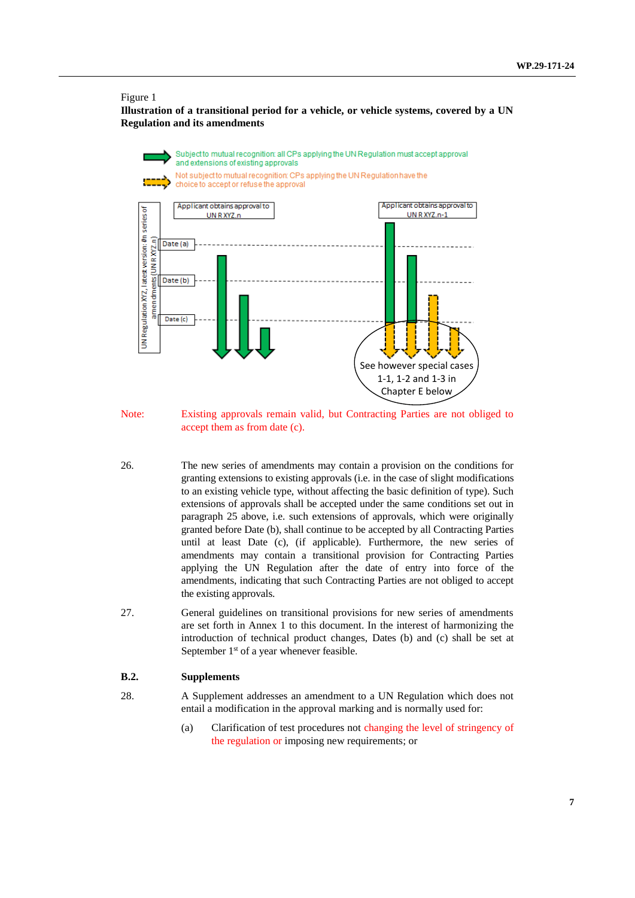Figure 1

**Illustration of a transitional period for a vehicle, or vehicle systems, covered by a UN Regulation and its amendments**

Subject to mutual recognition: all CPs applying the UN Regulation must accept approval and extensions of existing approvals

Not subject to mutual recognition: CPs applying the UN Regulation have the choice to accept or refuse the approval

UN Regulation XYZ, latest version: #n series of amendments (UN R XYZ.n)

Applicant obtains approval to UN R XYZ.n

Applicant obtains approval to UN R XYZ.n-1

Date (a)

Date (b)

Date (c)

See however special cases 1-1, 1-2 and 1-3 in Chapter E below

Note: Existing approvals remain valid, but Contracting Parties are not obliged to accept them as from date (c).

26. The new series of amendments may contain a provision on the conditions for granting extensions to existing approvals (i.e. in the case of slight modifications to an existing vehicle type, without affecting the basic definition of type). Such extensions of approvals shall be accepted under the same conditions set out in paragraph 25 above, i.e. such extensions of approvals, which were originally granted before Date (b), shall continue to be accepted by all Contracting Parties until at least Date (c), (if applicable). Furthermore, the new series of amendments may contain a transitional provision for Contracting Parties applying the UN Regulation after the date of entry into force of the amendments, indicating that such Contracting Parties are not obliged to accept the existing approvals.

27. General guidelines on transitional provisions for new series of amendments are set forth in Annex 1 to this document. In the interest of harmonizing the introduction of technical product changes, Dates (b) and (c) shall be set at September 1st of a year whenever feasible.

## B.2. Supplements

28. A Supplement addresses an amendment to a UN Regulation which does not entail a modification in the approval marking and is normally used for:

(a) Clarification of test procedures not changing the level of stringency of the regulation or imposing new requirements; or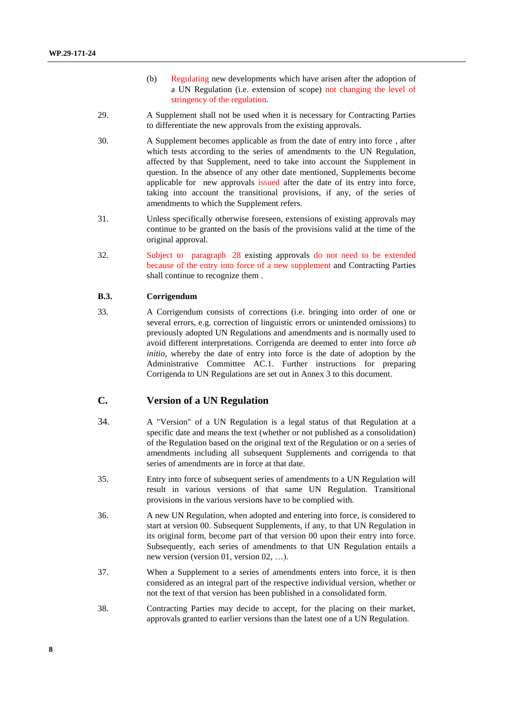(b) Regulating new developments which have arisen after the adoption of a UN Regulation (i.e. extension of scope) not changing the level of stringency of the regulation.

29. A Supplement shall not be used when it is necessary for Contracting Parties to differentiate the new approvals from the existing approvals.

30. A Supplement becomes applicable as from the date of entry into force , after which tests according to the series of amendments to the UN Regulation, affected by that Supplement, need to take into account the Supplement in question. In the absence of any other date mentioned, Supplements become applicable for new approvals issued after the date of its entry into force, taking into account the transitional provisions, if any, of the series of amendments to which the Supplement refers.

31. Unless specifically otherwise foreseen, extensions of existing approvals may continue to be granted on the basis of the provisions valid at the time of the original approval.

32. Subject to paragraph 28 existing approvals do not need to be extended because of the entry into force of a new supplement and Contracting Parties shall continue to recognize them .

### B.3. Corrigendum

33. A Corrigendum consists of corrections (i.e. bringing into order of one or several errors, e.g. correction of linguistic errors or unintended omissions) to previously adopted UN Regulations and amendments and is normally used to avoid different interpretations. Corrigenda are deemed to enter into force *ab initio*, whereby the date of entry into force is the date of adoption by the Administrative Committee AC.1. Further instructions for preparing Corrigenda to UN Regulations are set out in Annex 3 to this document.

## C. Version of a UN Regulation

34. A "Version" of a UN Regulation is a legal status of that Regulation at a specific date and means the text (whether or not published as a consolidation) of the Regulation based on the original text of the Regulation or on a series of amendments including all subsequent Supplements and corrigenda to that series of amendments are in force at that date.

35. Entry into force of subsequent series of amendments to a UN Regulation will result in various versions of that same UN Regulation. Transitional provisions in the various versions have to be complied with.

36. A new UN Regulation, when adopted and entering into force, is considered to start at version 00. Subsequent Supplements, if any, to that UN Regulation in its original form, become part of that version 00 upon their entry into force. Subsequently, each series of amendments to that UN Regulation entails a new version (version 01, version 02, …).

37. When a Supplement to a series of amendments enters into force, it is then considered as an integral part of the respective individual version, whether or not the text of that version has been published in a consolidated form.

38. Contracting Parties may decide to accept, for the placing on their market, approvals granted to earlier versions than the latest one of a UN Regulation.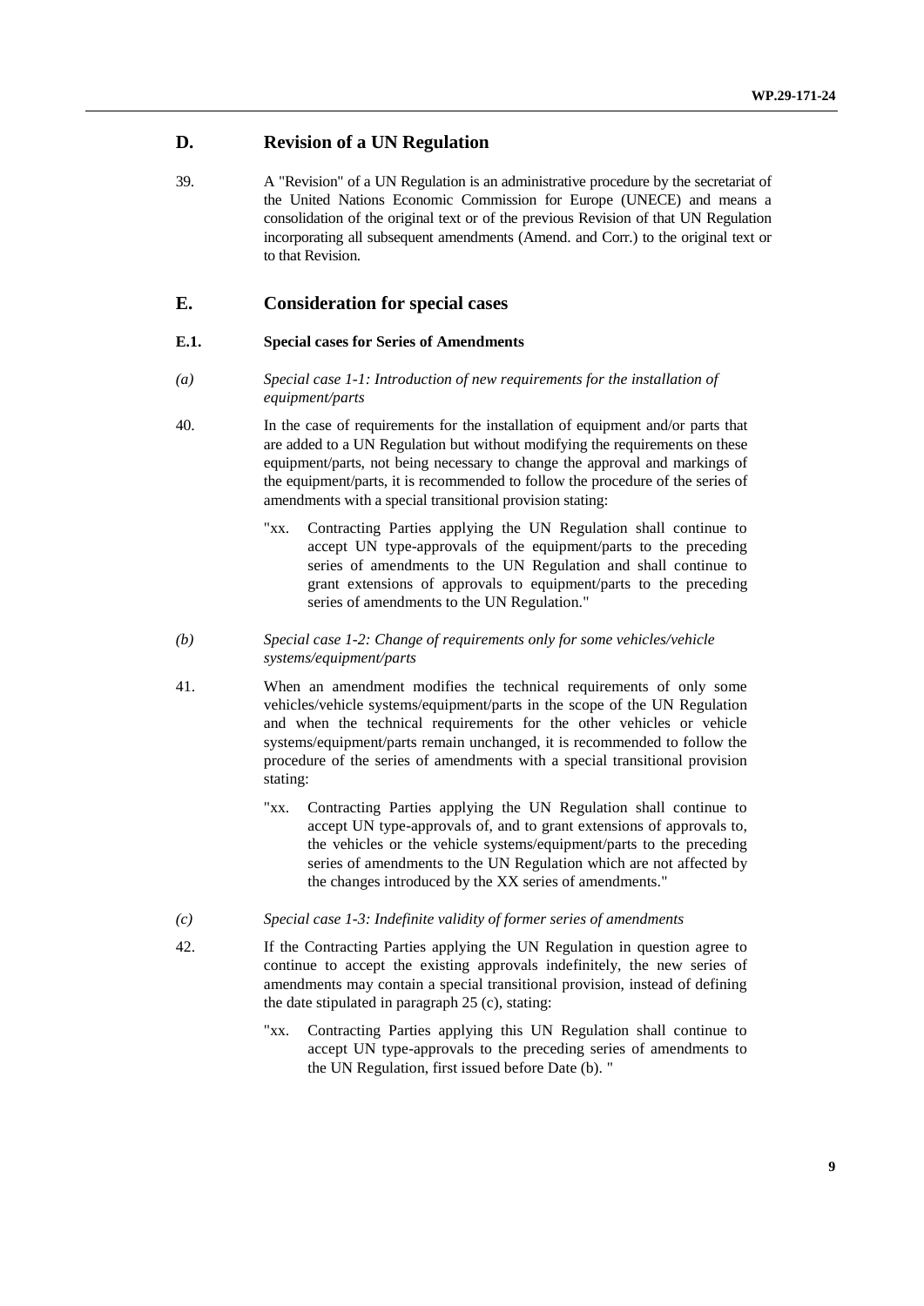## D. Revision of a UN Regulation

39. A "Revision" of a UN Regulation is an administrative procedure by the secretariat of the United Nations Economic Commission for Europe (UNECE) and means a consolidation of the original text or of the previous Revision of that UN Regulation incorporating all subsequent amendments (Amend. and Corr.) to the original text or to that Revision.

## E. Consideration for special cases

### E.1. Special cases for Series of Amendments

*(a) Special case 1-1: Introduction of new requirements for the installation of equipment/parts*

40. In the case of requirements for the installation of equipment and/or parts that are added to a UN Regulation but without modifying the requirements on these equipment/parts, not being necessary to change the approval and markings of the equipment/parts, it is recommended to follow the procedure of the series of amendments with a special transitional provision stating:

> "xx. Contracting Parties applying the UN Regulation shall continue to accept UN type-approvals of the equipment/parts to the preceding series of amendments to the UN Regulation and shall continue to grant extensions of approvals to equipment/parts to the preceding series of amendments to the UN Regulation."

*(b) Special case 1-2: Change of requirements only for some vehicles/vehicle systems/equipment/parts*

41. When an amendment modifies the technical requirements of only some vehicles/vehicle systems/equipment/parts in the scope of the UN Regulation and when the technical requirements for the other vehicles or vehicle systems/equipment/parts remain unchanged, it is recommended to follow the procedure of the series of amendments with a special transitional provision stating:

> "xx. Contracting Parties applying the UN Regulation shall continue to accept UN type-approvals of, and to grant extensions of approvals to, the vehicles or the vehicle systems/equipment/parts to the preceding series of amendments to the UN Regulation which are not affected by the changes introduced by the XX series of amendments."

*(c) Special case 1-3: Indefinite validity of former series of amendments*

42. If the Contracting Parties applying the UN Regulation in question agree to continue to accept the existing approvals indefinitely, the new series of amendments may contain a special transitional provision, instead of defining the date stipulated in paragraph 25 (c), stating:

> "xx. Contracting Parties applying this UN Regulation shall continue to accept UN type-approvals to the preceding series of amendments to the UN Regulation, first issued before Date (b). "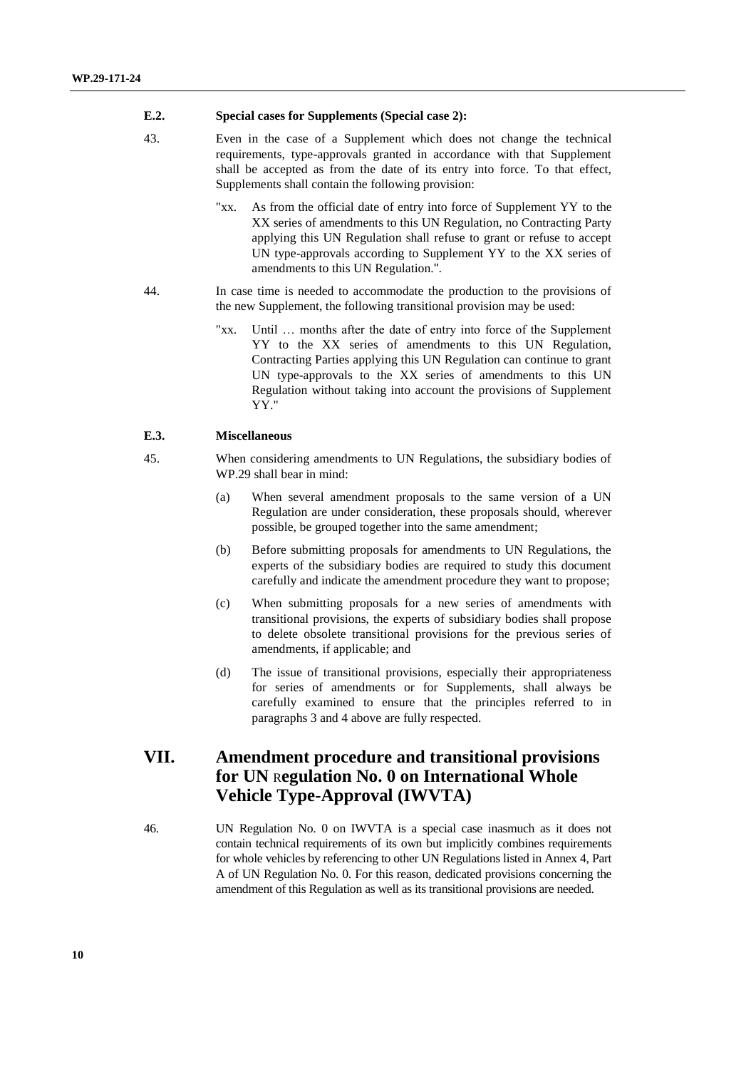### E.2. Special cases for Supplements (Special case 2):

43. Even in the case of a Supplement which does not change the technical requirements, type-approvals granted in accordance with that Supplement shall be accepted as from the date of its entry into force. To that effect, Supplements shall contain the following provision:

> "xx. As from the official date of entry into force of Supplement YY to the XX series of amendments to this UN Regulation, no Contracting Party applying this UN Regulation shall refuse to grant or refuse to accept UN type-approvals according to Supplement YY to the XX series of amendments to this UN Regulation.".

44. In case time is needed to accommodate the production to the provisions of the new Supplement, the following transitional provision may be used:

> "xx. Until … months after the date of entry into force of the Supplement YY to the XX series of amendments to this UN Regulation, Contracting Parties applying this UN Regulation can continue to grant UN type-approvals to the XX series of amendments to this UN Regulation without taking into account the provisions of Supplement YY."

### E.3. Miscellaneous

45. When considering amendments to UN Regulations, the subsidiary bodies of WP.29 shall bear in mind:

(a) When several amendment proposals to the same version of a UN Regulation are under consideration, these proposals should, wherever possible, be grouped together into the same amendment;

(b) Before submitting proposals for amendments to UN Regulations, the experts of the subsidiary bodies are required to study this document carefully and indicate the amendment procedure they want to propose;

(c) When submitting proposals for a new series of amendments with transitional provisions, the experts of subsidiary bodies shall propose to delete obsolete transitional provisions for the previous series of amendments, if applicable; and

(d) The issue of transitional provisions, especially their appropriateness for series of amendments or for Supplements, shall always be carefully examined to ensure that the principles referred to in paragraphs 3 and 4 above are fully respected.

## VII. Amendment procedure and transitional provisions for UN Regulation No. 0 on International Whole Vehicle Type-Approval (IWVTA)

46. UN Regulation No. 0 on IWVTA is a special case inasmuch as it does not contain technical requirements of its own but implicitly combines requirements for whole vehicles by referencing to other UN Regulations listed in Annex 4, Part A of UN Regulation No. 0. For this reason, dedicated provisions concerning the amendment of this Regulation as well as its transitional provisions are needed.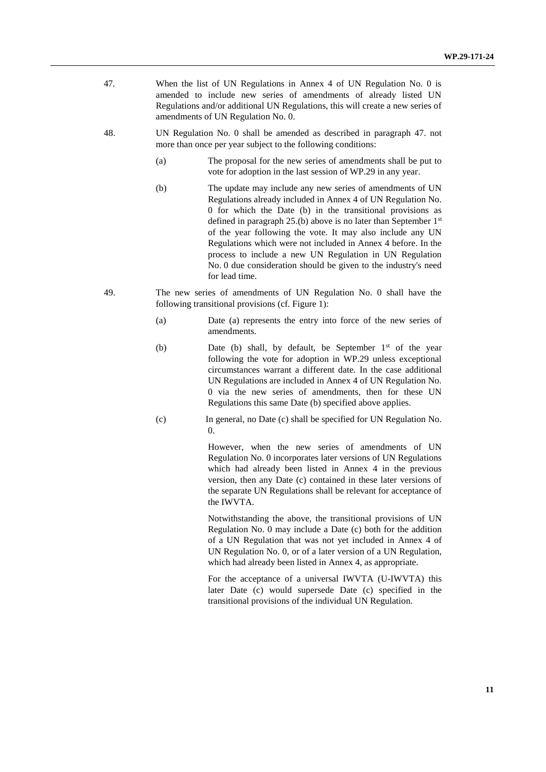47. When the list of UN Regulations in Annex 4 of UN Regulation No. 0 is amended to include new series of amendments of already listed UN Regulations and/or additional UN Regulations, this will create a new series of amendments of UN Regulation No. 0.

48. UN Regulation No. 0 shall be amended as described in paragraph 47. not more than once per year subject to the following conditions:

    (a) The proposal for the new series of amendments shall be put to vote for adoption in the last session of WP.29 in any year.

    (b) The update may include any new series of amendments of UN Regulations already included in Annex 4 of UN Regulation No. 0 for which the Date (b) in the transitional provisions as defined in paragraph 25.(b) above is no later than September 1st of the year following the vote. It may also include any UN Regulations which were not included in Annex 4 before. In the process to include a new UN Regulation in UN Regulation No. 0 due consideration should be given to the industry's need for lead time.

49. The new series of amendments of UN Regulation No. 0 shall have the following transitional provisions (cf. Figure 1):

    (a) Date (a) represents the entry into force of the new series of amendments.

    (b) Date (b) shall, by default, be September 1st of the year following the vote for adoption in WP.29 unless exceptional circumstances warrant a different date. In the case additional UN Regulations are included in Annex 4 of UN Regulation No. 0 via the new series of amendments, then for these UN Regulations this same Date (b) specified above applies.

    (c) In general, no Date (c) shall be specified for UN Regulation No. 0.

    However, when the new series of amendments of UN Regulation No. 0 incorporates later versions of UN Regulations which had already been listed in Annex 4 in the previous version, then any Date (c) contained in these later versions of the separate UN Regulations shall be relevant for acceptance of the IWVTA.

    Notwithstanding the above, the transitional provisions of UN Regulation No. 0 may include a Date (c) both for the addition of a UN Regulation that was not yet included in Annex 4 of UN Regulation No. 0, or of a later version of a UN Regulation, which had already been listed in Annex 4, as appropriate.

    For the acceptance of a universal IWVTA (U-IWVTA) this later Date (c) would supersede Date (c) specified in the transitional provisions of the individual UN Regulation.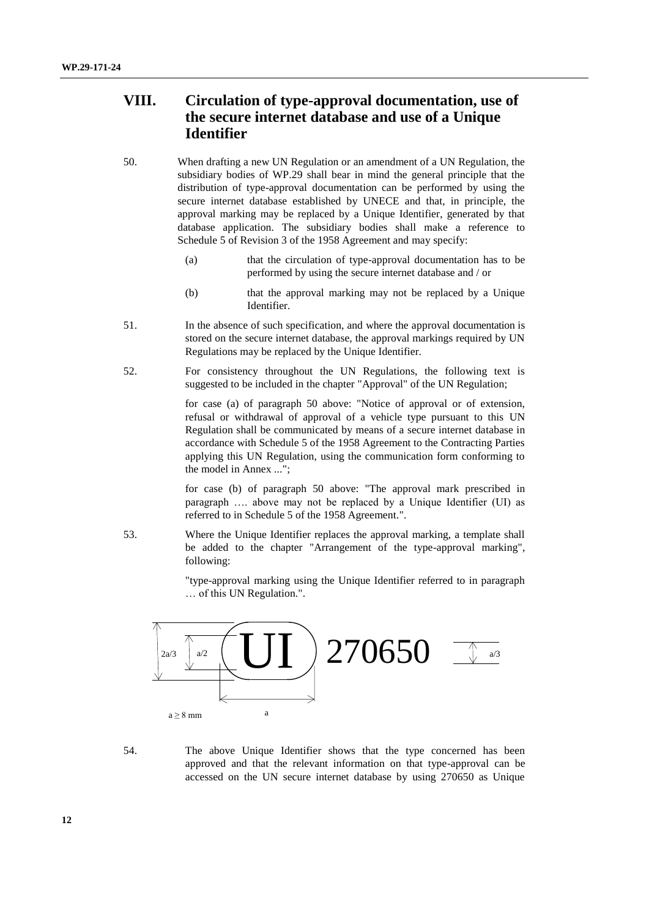## VIII. Circulation of type-approval documentation, use of the secure internet database and use of a Unique Identifier

50. When drafting a new UN Regulation or an amendment of a UN Regulation, the subsidiary bodies of WP.29 shall bear in mind the general principle that the distribution of type-approval documentation can be performed by using the secure internet database established by UNECE and that, in principle, the approval marking may be replaced by a Unique Identifier, generated by that database application. The subsidiary bodies shall make a reference to Schedule 5 of Revision 3 of the 1958 Agreement and may specify:

   (a) that the circulation of type-approval documentation has to be performed by using the secure internet database and / or

   (b) that the approval marking may not be replaced by a Unique Identifier.

51. In the absence of such specification, and where the approval documentation is stored on the secure internet database, the approval markings required by UN Regulations may be replaced by the Unique Identifier.

52. For consistency throughout the UN Regulations, the following text is suggested to be included in the chapter "Approval" of the UN Regulation;

   for case (a) of paragraph 50 above: "Notice of approval or of extension, refusal or withdrawal of approval of a vehicle type pursuant to this UN Regulation shall be communicated by means of a secure internet database in accordance with Schedule 5 of the 1958 Agreement to the Contracting Parties applying this UN Regulation, using the communication form conforming to the model in Annex ...";

   for case (b) of paragraph 50 above: "The approval mark prescribed in paragraph …. above may not be replaced by a Unique Identifier (UI) as referred to in Schedule 5 of the 1958 Agreement.".

53. Where the Unique Identifier replaces the approval marking, a template shall be added to the chapter "Arrangement of the type-approval marking", following:

   "type-approval marking using the Unique Identifier referred to in paragraph … of this UN Regulation.".

2a/3 a/2 UI 270650 a/3

$a \geq 8$ mm a

54. The above Unique Identifier shows that the type concerned has been approved and that the relevant information on that type-approval can be accessed on the UN secure internet database by using 270650 as Unique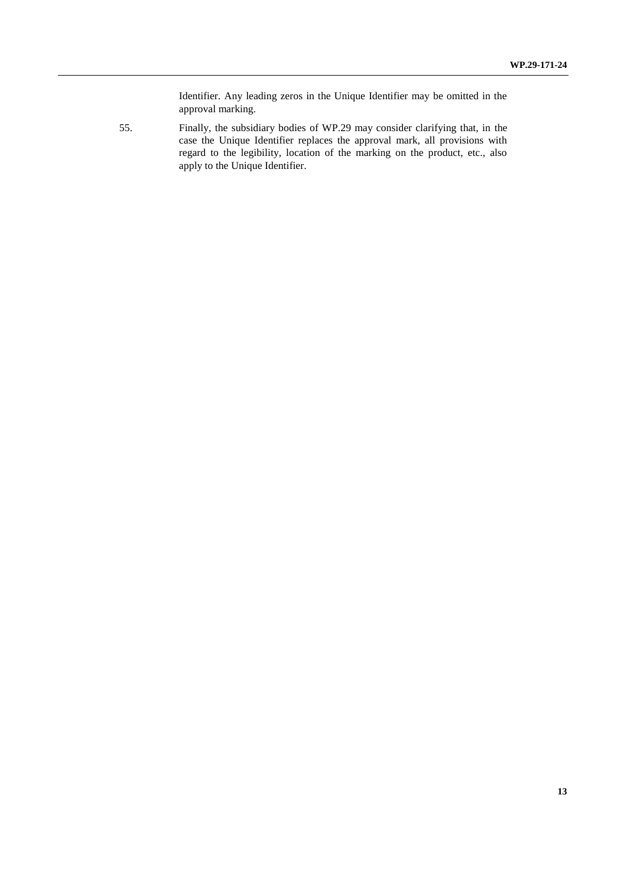Identifier. Any leading zeros in the Unique Identifier may be omitted in the approval marking.

55. Finally, the subsidiary bodies of WP.29 may consider clarifying that, in the case the Unique Identifier replaces the approval mark, all provisions with regard to the legibility, location of the marking on the product, etc., also apply to the Unique Identifier.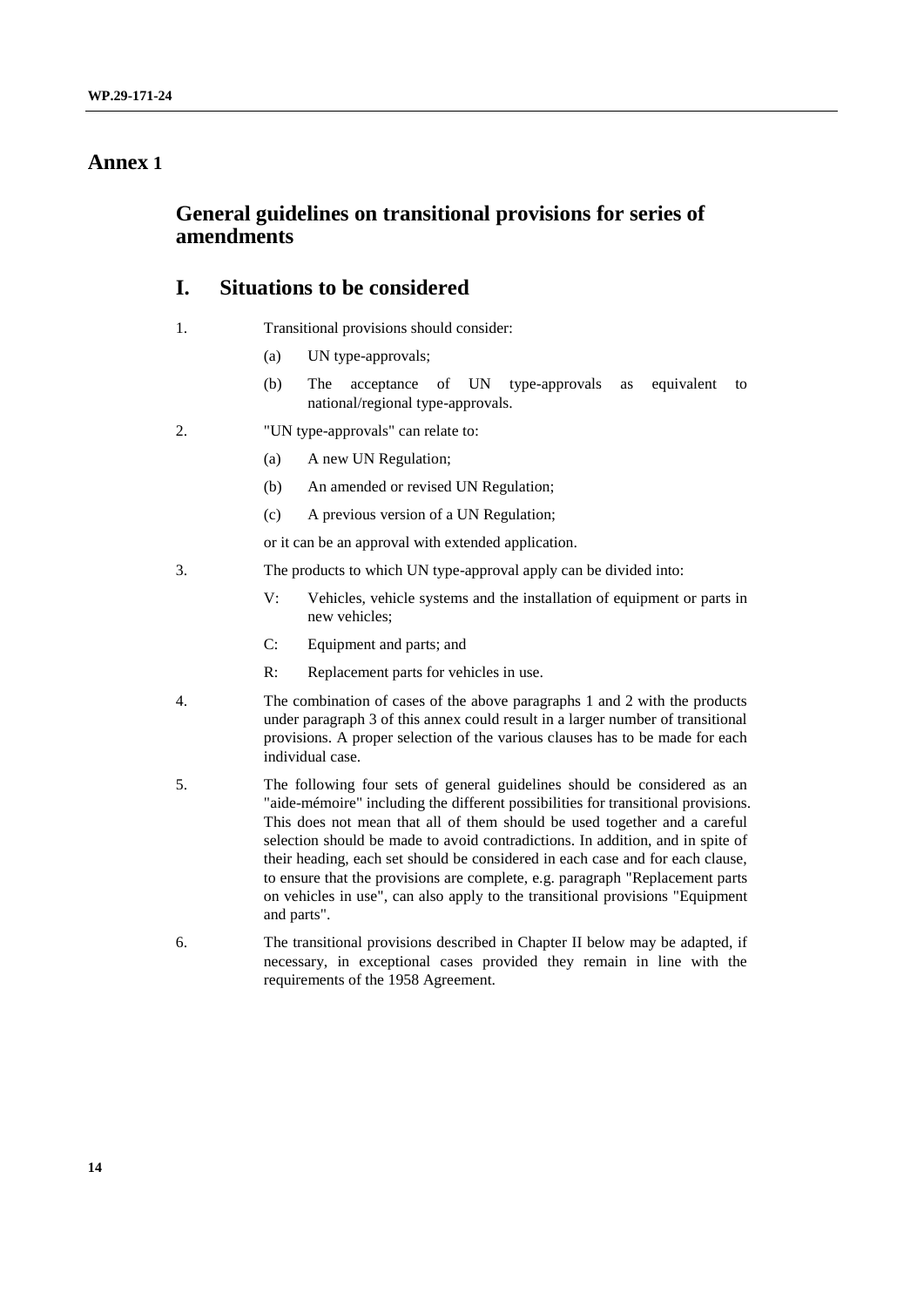# Annex 1

## General guidelines on transitional provisions for series of amendments

## I. Situations to be considered

1. Transitional provisions should consider:

   (a) UN type-approvals;

   (b) The acceptance of UN type-approvals as equivalent to national/regional type-approvals.

2. "UN type-approvals" can relate to:

   (a) A new UN Regulation;

   (b) An amended or revised UN Regulation;

   (c) A previous version of a UN Regulation;

   or it can be an approval with extended application.

3. The products to which UN type-approval apply can be divided into:

   V: Vehicles, vehicle systems and the installation of equipment or parts in new vehicles;

   C: Equipment and parts; and

   R: Replacement parts for vehicles in use.

4. The combination of cases of the above paragraphs 1 and 2 with the products under paragraph 3 of this annex could result in a larger number of transitional provisions. A proper selection of the various clauses has to be made for each individual case.

5. The following four sets of general guidelines should be considered as an "aide-mémoire" including the different possibilities for transitional provisions. This does not mean that all of them should be used together and a careful selection should be made to avoid contradictions. In addition, and in spite of their heading, each set should be considered in each case and for each clause, to ensure that the provisions are complete, e.g. paragraph "Replacement parts on vehicles in use", can also apply to the transitional provisions "Equipment and parts".

6. The transitional provisions described in Chapter II below may be adapted, if necessary, in exceptional cases provided they remain in line with the requirements of the 1958 Agreement.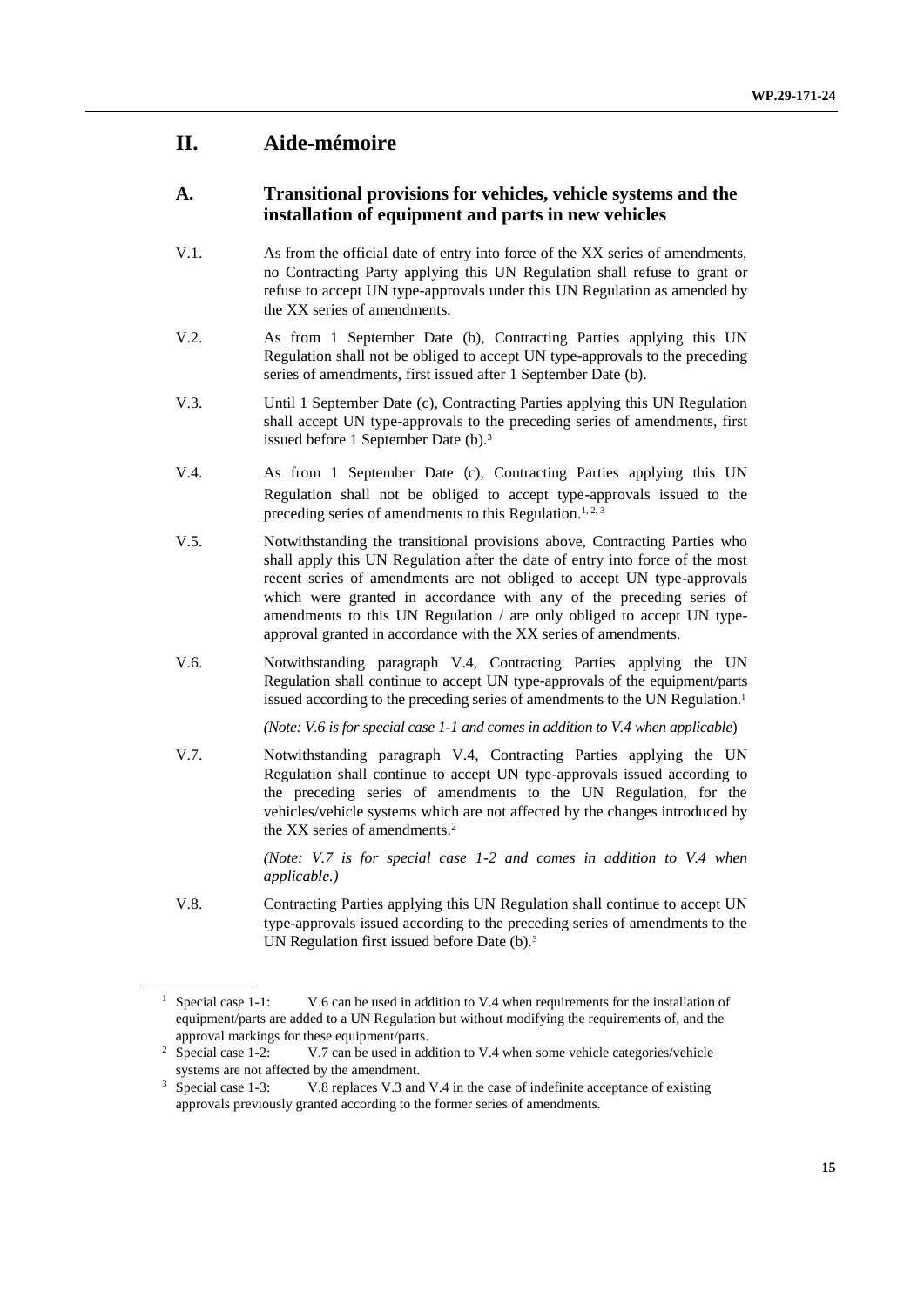# II. Aide-mémoire

## A. Transitional provisions for vehicles, vehicle systems and the installation of equipment and parts in new vehicles

V.1. As from the official date of entry into force of the XX series of amendments, no Contracting Party applying this UN Regulation shall refuse to grant or refuse to accept UN type-approvals under this UN Regulation as amended by the XX series of amendments.

V.2. As from 1 September Date (b), Contracting Parties applying this UN Regulation shall not be obliged to accept UN type-approvals to the preceding series of amendments, first issued after 1 September Date (b).

V.3. Until 1 September Date (c), Contracting Parties applying this UN Regulation shall accept UN type-approvals to the preceding series of amendments, first issued before 1 September Date (b).[3]

V.4. As from 1 September Date (c), Contracting Parties applying this UN Regulation shall not be obliged to accept type-approvals issued to the preceding series of amendments to this Regulation.[1, 2, 3]

V.5. Notwithstanding the transitional provisions above, Contracting Parties who shall apply this UN Regulation after the date of entry into force of the most recent series of amendments are not obliged to accept UN type-approvals which were granted in accordance with any of the preceding series of amendments to this UN Regulation / are only obliged to accept UN type-approval granted in accordance with the XX series of amendments.

V.6. Notwithstanding paragraph V.4, Contracting Parties applying the UN Regulation shall continue to accept UN type-approvals of the equipment/parts issued according to the preceding series of amendments to the UN Regulation.[1]

*(Note: V.6 is for special case 1-1 and comes in addition to V.4 when applicable*)

V.7. Notwithstanding paragraph V.4, Contracting Parties applying the UN Regulation shall continue to accept UN type-approvals issued according to the preceding series of amendments to the UN Regulation, for the vehicles/vehicle systems which are not affected by the changes introduced by the XX series of amendments.[2]

*(Note: V.7 is for special case 1-2 and comes in addition to V.4 when applicable.)*

V.8. Contracting Parties applying this UN Regulation shall continue to accept UN type-approvals issued according to the preceding series of amendments to the UN Regulation first issued before Date (b).[3]

---

[1] Special case 1-1: V.6 can be used in addition to V.4 when requirements for the installation of equipment/parts are added to a UN Regulation but without modifying the requirements of, and the approval markings for these equipment/parts.

[2] Special case 1-2: V.7 can be used in addition to V.4 when some vehicle categories/vehicle systems are not affected by the amendment.

[3] Special case 1-3: V.8 replaces V.3 and V.4 in the case of indefinite acceptance of existing approvals previously granted according to the former series of amendments.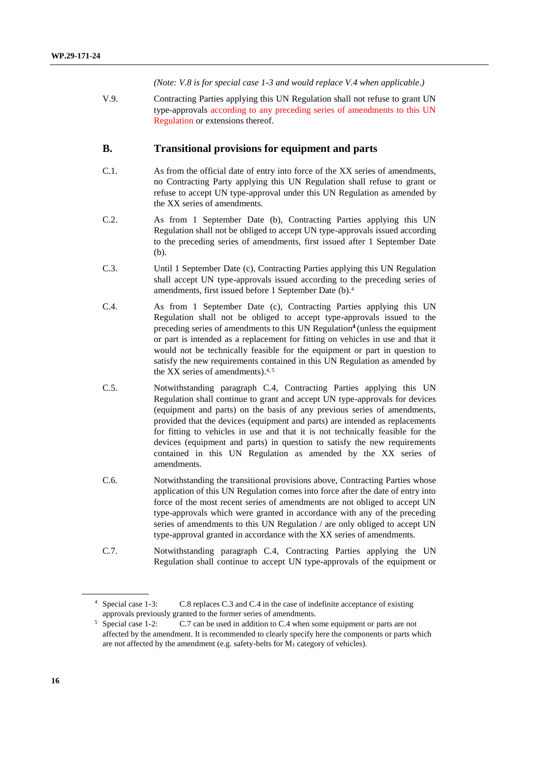*(Note: V.8 is for special case 1-3 and would replace V.4 when applicable.)*

V.9. Contracting Parties applying this UN Regulation shall not refuse to grant UN type-approvals according to any preceding series of amendments to this UN Regulation or extensions thereof.

## B. Transitional provisions for equipment and parts

C.1. As from the official date of entry into force of the XX series of amendments, no Contracting Party applying this UN Regulation shall refuse to grant or refuse to accept UN type-approval under this UN Regulation as amended by the XX series of amendments.

C.2. As from 1 September Date (b), Contracting Parties applying this UN Regulation shall not be obliged to accept UN type-approvals issued according to the preceding series of amendments, first issued after 1 September Date (b).

C.3. Until 1 September Date (c), Contracting Parties applying this UN Regulation shall accept UN type-approvals issued according to the preceding series of amendments, first issued before 1 September Date (b).[4]

C.4. As from 1 September Date (c), Contracting Parties applying this UN Regulation shall not be obliged to accept type-approvals issued to the preceding series of amendments to this UN Regulation[4] (unless the equipment or part is intended as a replacement for fitting on vehicles in use and that it would not be technically feasible for the equipment or part in question to satisfy the new requirements contained in this UN Regulation as amended by the XX series of amendments).[4, 5]

C.5. Notwithstanding paragraph C.4, Contracting Parties applying this UN Regulation shall continue to grant and accept UN type-approvals for devices (equipment and parts) on the basis of any previous series of amendments, provided that the devices (equipment and parts) are intended as replacements for fitting to vehicles in use and that it is not technically feasible for the devices (equipment and parts) in question to satisfy the new requirements contained in this UN Regulation as amended by the XX series of amendments.

C.6. Notwithstanding the transitional provisions above, Contracting Parties whose application of this UN Regulation comes into force after the date of entry into force of the most recent series of amendments are not obliged to accept UN type-approvals which were granted in accordance with any of the preceding series of amendments to this UN Regulation / are only obliged to accept UN type-approval granted in accordance with the XX series of amendments.

C.7. Notwithstanding paragraph C.4, Contracting Parties applying the UN Regulation shall continue to accept UN type-approvals of the equipment or

---

[4] Special case 1-3: C.8 replaces C.3 and C.4 in the case of indefinite acceptance of existing approvals previously granted to the former series of amendments.

[5] Special case 1-2: C.7 can be used in addition to C.4 when some equipment or parts are not affected by the amendment. It is recommended to clearly specify here the components or parts which are not affected by the amendment (e.g. safety-belts for $M_1$ category of vehicles).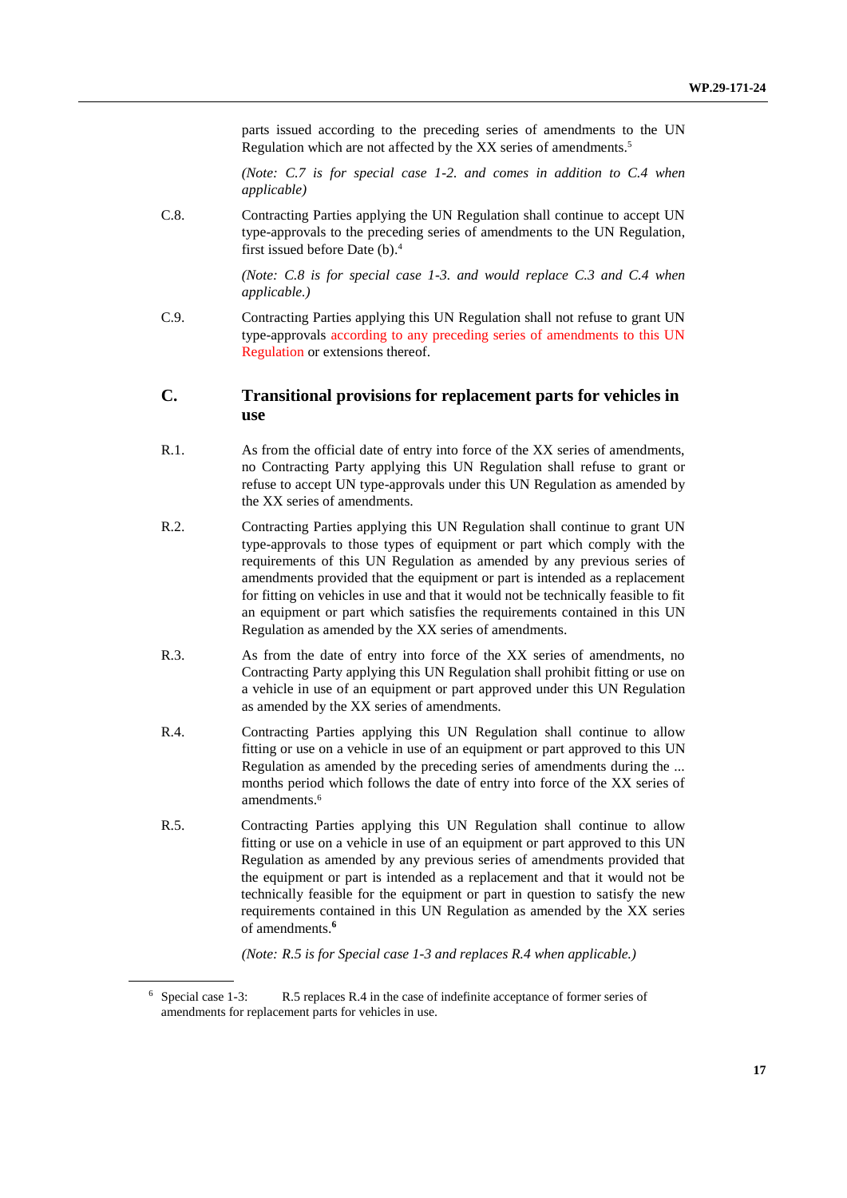parts issued according to the preceding series of amendments to the UN Regulation which are not affected by the XX series of amendments.[5]

*(Note: C.7 is for special case 1-2. and comes in addition to C.4 when applicable)*

C.8. Contracting Parties applying the UN Regulation shall continue to accept UN type-approvals to the preceding series of amendments to the UN Regulation, first issued before Date (b).[4]

*(Note: C.8 is for special case 1-3. and would replace C.3 and C.4 when applicable.)*

C.9. Contracting Parties applying this UN Regulation shall not refuse to grant UN type-approvals according to any preceding series of amendments to this UN Regulation or extensions thereof.

## C. Transitional provisions for replacement parts for vehicles in use

R.1. As from the official date of entry into force of the XX series of amendments, no Contracting Party applying this UN Regulation shall refuse to grant or refuse to accept UN type-approvals under this UN Regulation as amended by the XX series of amendments.

R.2. Contracting Parties applying this UN Regulation shall continue to grant UN type-approvals to those types of equipment or part which comply with the requirements of this UN Regulation as amended by any previous series of amendments provided that the equipment or part is intended as a replacement for fitting on vehicles in use and that it would not be technically feasible to fit an equipment or part which satisfies the requirements contained in this UN Regulation as amended by the XX series of amendments.

R.3. As from the date of entry into force of the XX series of amendments, no Contracting Party applying this UN Regulation shall prohibit fitting or use on a vehicle in use of an equipment or part approved under this UN Regulation as amended by the XX series of amendments.

R.4. Contracting Parties applying this UN Regulation shall continue to allow fitting or use on a vehicle in use of an equipment or part approved to this UN Regulation as amended by the preceding series of amendments during the ... months period which follows the date of entry into force of the XX series of amendments.[6]

R.5. Contracting Parties applying this UN Regulation shall continue to allow fitting or use on a vehicle in use of an equipment or part approved to this UN Regulation as amended by any previous series of amendments provided that the equipment or part is intended as a replacement and that it would not be technically feasible for the equipment or part in question to satisfy the new requirements contained in this UN Regulation as amended by the XX series of amendments.[6]

*(Note: R.5 is for Special case 1-3 and replaces R.4 when applicable.)*

---

[6] Special case 1-3: R.5 replaces R.4 in the case of indefinite acceptance of former series of amendments for replacement parts for vehicles in use.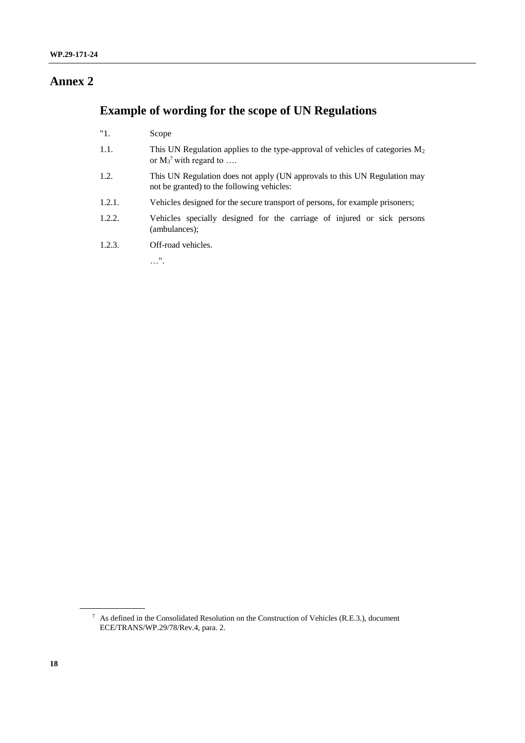# Annex 2

## Example of wording for the scope of UN Regulations

"1. Scope

1.1. This UN Regulation applies to the type-approval of vehicles of categories $M_2$ or $M_3$[7] with regard to ….

1.2. This UN Regulation does not apply (UN approvals to this UN Regulation may not be granted) to the following vehicles:

1.2.1. Vehicles designed for the secure transport of persons, for example prisoners;

1.2.2. Vehicles specially designed for the carriage of injured or sick persons (ambulances);

1.2.3. Off-road vehicles.

…".

---

[7] As defined in the Consolidated Resolution on the Construction of Vehicles (R.E.3.), document ECE/TRANS/WP.29/78/Rev.4, para. 2.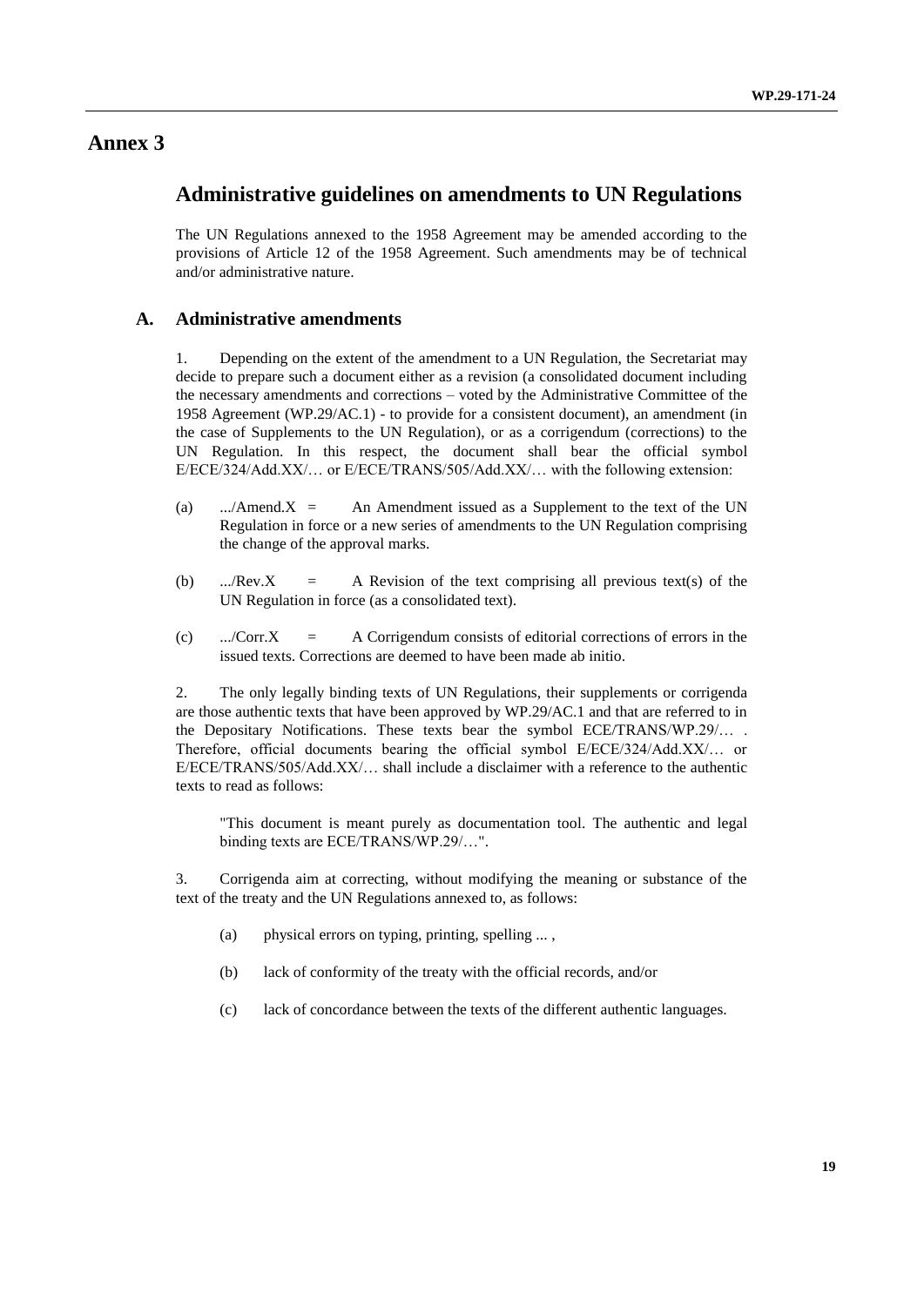# Annex 3

## Administrative guidelines on amendments to UN Regulations

The UN Regulations annexed to the 1958 Agreement may be amended according to the provisions of Article 12 of the 1958 Agreement. Such amendments may be of technical and/or administrative nature.

### A. Administrative amendments

1. Depending on the extent of the amendment to a UN Regulation, the Secretariat may decide to prepare such a document either as a revision (a consolidated document including the necessary amendments and corrections – voted by the Administrative Committee of the 1958 Agreement (WP.29/AC.1) - to provide for a consistent document), an amendment (in the case of Supplements to the UN Regulation), or as a corrigendum (corrections) to the UN Regulation. In this respect, the document shall bear the official symbol E/ECE/324/Add.XX/… or E/ECE/TRANS/505/Add.XX/… with the following extension:

(a) .../Amend.X = An Amendment issued as a Supplement to the text of the UN Regulation in force or a new series of amendments to the UN Regulation comprising the change of the approval marks.

(b) .../Rev.X = A Revision of the text comprising all previous text(s) of the UN Regulation in force (as a consolidated text).

(c) .../Corr.X = A Corrigendum consists of editorial corrections of errors in the issued texts. Corrections are deemed to have been made ab initio.

2. The only legally binding texts of UN Regulations, their supplements or corrigenda are those authentic texts that have been approved by WP.29/AC.1 and that are referred to in the Depositary Notifications. These texts bear the symbol ECE/TRANS/WP.29/… . Therefore, official documents bearing the official symbol E/ECE/324/Add.XX/… or E/ECE/TRANS/505/Add.XX/… shall include a disclaimer with a reference to the authentic texts to read as follows:

> "This document is meant purely as documentation tool. The authentic and legal binding texts are ECE/TRANS/WP.29/…".

3. Corrigenda aim at correcting, without modifying the meaning or substance of the text of the treaty and the UN Regulations annexed to, as follows:

(a) physical errors on typing, printing, spelling ... ,

(b) lack of conformity of the treaty with the official records, and/or

(c) lack of concordance between the texts of the different authentic languages.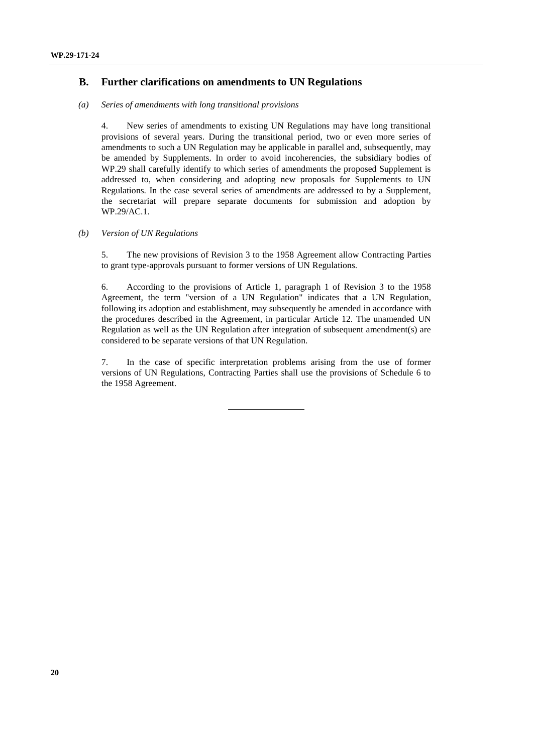## B. Further clarifications on amendments to UN Regulations

*(a) Series of amendments with long transitional provisions*

4. New series of amendments to existing UN Regulations may have long transitional provisions of several years. During the transitional period, two or even more series of amendments to such a UN Regulation may be applicable in parallel and, subsequently, may be amended by Supplements. In order to avoid incoherencies, the subsidiary bodies of WP.29 shall carefully identify to which series of amendments the proposed Supplement is addressed to, when considering and adopting new proposals for Supplements to UN Regulations. In the case several series of amendments are addressed to by a Supplement, the secretariat will prepare separate documents for submission and adoption by WP.29/AC.1.

*(b) Version of UN Regulations*

5. The new provisions of Revision 3 to the 1958 Agreement allow Contracting Parties to grant type-approvals pursuant to former versions of UN Regulations.

6. According to the provisions of Article 1, paragraph 1 of Revision 3 to the 1958 Agreement, the term "version of a UN Regulation" indicates that a UN Regulation, following its adoption and establishment, may subsequently be amended in accordance with the procedures described in the Agreement, in particular Article 12. The unamended UN Regulation as well as the UN Regulation after integration of subsequent amendment(s) are considered to be separate versions of that UN Regulation.

7. In the case of specific interpretation problems arising from the use of former versions of UN Regulations, Contracting Parties shall use the provisions of Schedule 6 to the 1958 Agreement.